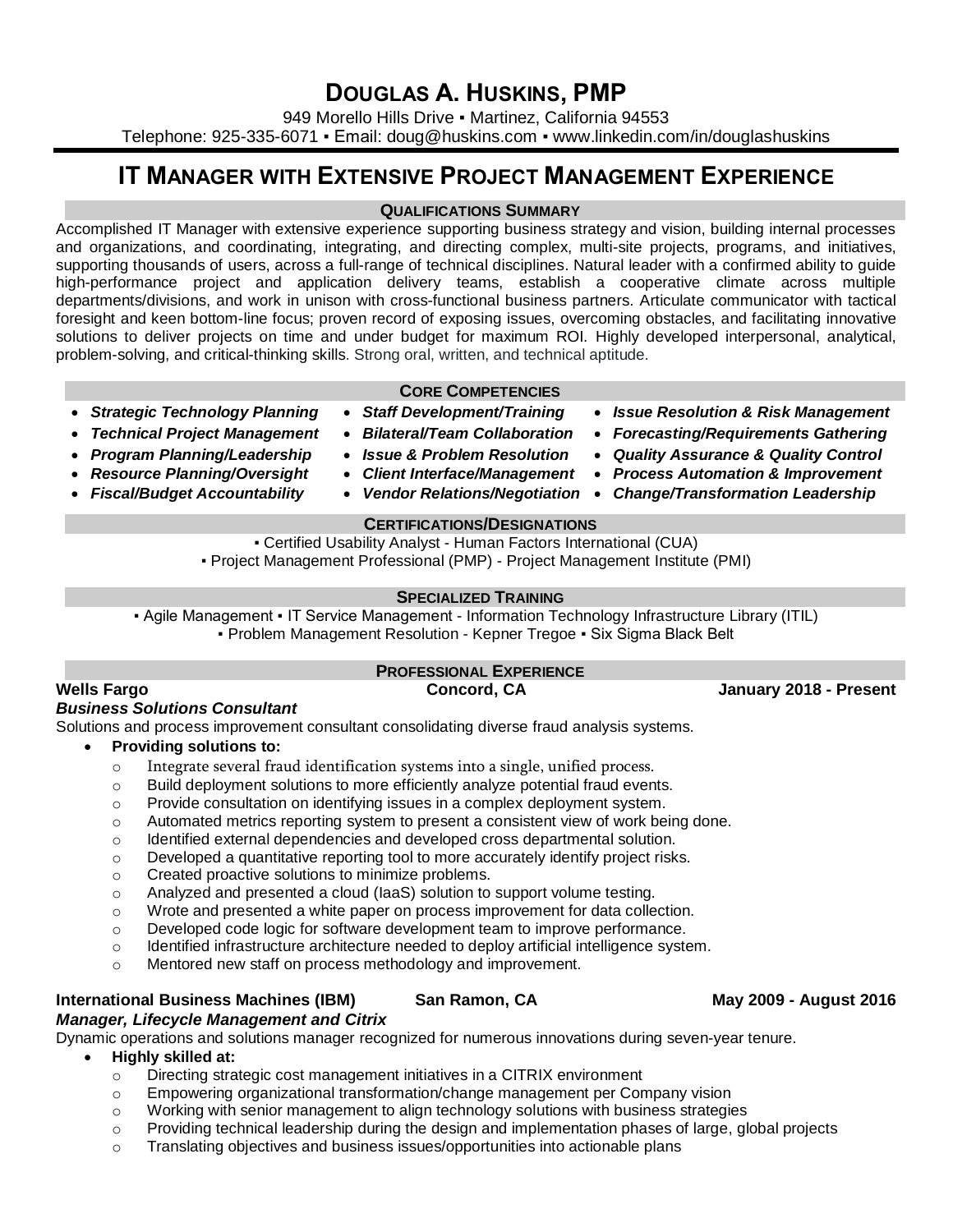# DOUGLAS A. HUSKINS, PMP

949 Morello Hills Drive ▪ Martinez, California 94553
Telephone: 925-335-6071 ▪ Email: doug@huskins.com ▪ www.linkedin.com/in/douglashuskins

## IT MANAGER WITH EXTENSIVE PROJECT MANAGEMENT EXPERIENCE

### QUALIFICATIONS SUMMARY

Accomplished IT Manager with extensive experience supporting business strategy and vision, building internal processes and organizations, and coordinating, integrating, and directing complex, multi-site projects, programs, and initiatives, supporting thousands of users, across a full-range of technical disciplines. Natural leader with a confirmed ability to guide high-performance project and application delivery teams, establish a cooperative climate across multiple departments/divisions, and work in unison with cross-functional business partners. Articulate communicator with tactical foresight and keen bottom-line focus; proven record of exposing issues, overcoming obstacles, and facilitating innovative solutions to deliver projects on time and under budget for maximum ROI. Highly developed interpersonal, analytical, problem-solving, and critical-thinking skills. Strong oral, written, and technical aptitude.

### CORE COMPETENCIES

- ***Strategic Technology Planning***
- ***Technical Project Management***
- ***Program Planning/Leadership***
- ***Resource Planning/Oversight***
- ***Fiscal/Budget Accountability***
- ***Staff Development/Training***
- ***Bilateral/Team Collaboration***
- ***Issue & Problem Resolution***
- ***Client Interface/Management***
- ***Vendor Relations/Negotiation***
- ***Issue Resolution & Risk Management***
- ***Forecasting/Requirements Gathering***
- ***Quality Assurance & Quality Control***
- ***Process Automation & Improvement***
- ***Change/Transformation Leadership***

### CERTIFICATIONS/DESIGNATIONS

▪ Certified Usability Analyst - Human Factors International (CUA)
▪ Project Management Professional (PMP) - Project Management Institute (PMI)

### SPECIALIZED TRAINING

▪ Agile Management ▪ IT Service Management - Information Technology Infrastructure Library (ITIL)
▪ Problem Management Resolution - Kepner Tregoe ▪ Six Sigma Black Belt

### PROFESSIONAL EXPERIENCE

**Wells Fargo** | **Concord, CA** | **January 2018 - Present**

***Business Solutions Consultant***

Solutions and process improvement consultant consolidating diverse fraud analysis systems.

- **Providing solutions to:**
  - Integrate several fraud identification systems into a single, unified process.
  - Build deployment solutions to more efficiently analyze potential fraud events.
  - Provide consultation on identifying issues in a complex deployment system.
  - Automated metrics reporting system to present a consistent view of work being done.
  - Identified external dependencies and developed cross departmental solution.
  - Developed a quantitative reporting tool to more accurately identify project risks.
  - Created proactive solutions to minimize problems.
  - Analyzed and presented a cloud (IaaS) solution to support volume testing.
  - Wrote and presented a white paper on process improvement for data collection.
  - Developed code logic for software development team to improve performance.
  - Identified infrastructure architecture needed to deploy artificial intelligence system.
  - Mentored new staff on process methodology and improvement.

**International Business Machines (IBM)** | **San Ramon, CA** | **May 2009 - August 2016**

***Manager, Lifecycle Management and Citrix***

Dynamic operations and solutions manager recognized for numerous innovations during seven-year tenure.

- **Highly skilled at:**
  - Directing strategic cost management initiatives in a CITRIX environment
  - Empowering organizational transformation/change management per Company vision
  - Working with senior management to align technology solutions with business strategies
  - Providing technical leadership during the design and implementation phases of large, global projects
  - Translating objectives and business issues/opportunities into actionable plans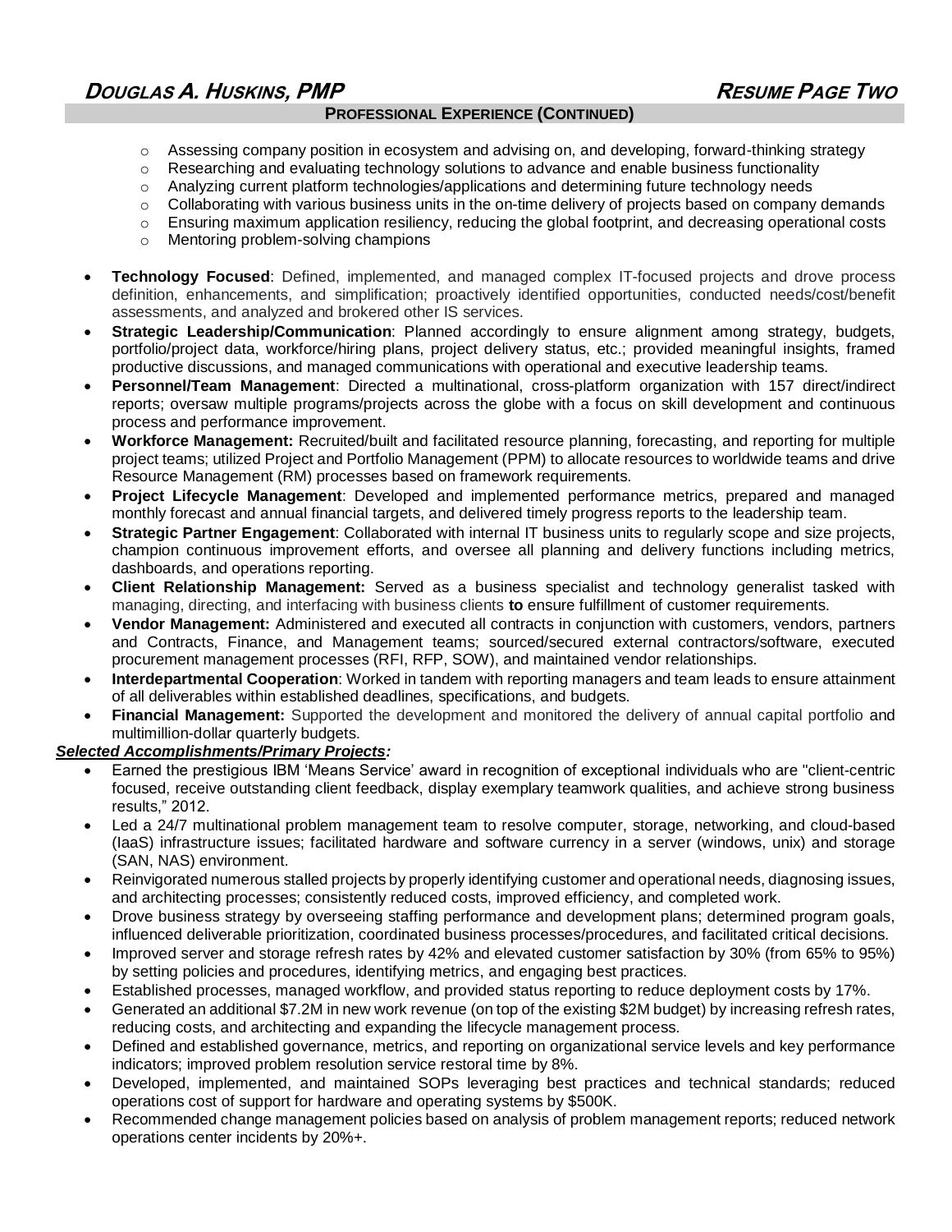## Professional Experience (Continued)

- Assessing company position in ecosystem and advising on, and developing, forward-thinking strategy
- Researching and evaluating technology solutions to advance and enable business functionality
- Analyzing current platform technologies/applications and determining future technology needs
- Collaborating with various business units in the on-time delivery of projects based on company demands
- Ensuring maximum application resiliency, reducing the global footprint, and decreasing operational costs
- Mentoring problem-solving champions

- **Technology Focused**: Defined, implemented, and managed complex IT-focused projects and drove process definition, enhancements, and simplification; proactively identified opportunities, conducted needs/cost/benefit assessments, and analyzed and brokered other IS services.
- **Strategic Leadership/Communication**: Planned accordingly to ensure alignment among strategy, budgets, portfolio/project data, workforce/hiring plans, project delivery status, etc.; provided meaningful insights, framed productive discussions, and managed communications with operational and executive leadership teams.
- **Personnel/Team Management**: Directed a multinational, cross-platform organization with 157 direct/indirect reports; oversaw multiple programs/projects across the globe with a focus on skill development and continuous process and performance improvement.
- **Workforce Management:** Recruited/built and facilitated resource planning, forecasting, and reporting for multiple project teams; utilized Project and Portfolio Management (PPM) to allocate resources to worldwide teams and drive Resource Management (RM) processes based on framework requirements.
- **Project Lifecycle Management**: Developed and implemented performance metrics, prepared and managed monthly forecast and annual financial targets, and delivered timely progress reports to the leadership team.
- **Strategic Partner Engagement**: Collaborated with internal IT business units to regularly scope and size projects, champion continuous improvement efforts, and oversee all planning and delivery functions including metrics, dashboards, and operations reporting.
- **Client Relationship Management:** Served as a business specialist and technology generalist tasked with managing, directing, and interfacing with business clients **to** ensure fulfillment of customer requirements.
- **Vendor Management:** Administered and executed all contracts in conjunction with customers, vendors, partners and Contracts, Finance, and Management teams; sourced/secured external contractors/software, executed procurement management processes (RFI, RFP, SOW), and maintained vendor relationships.
- **Interdepartmental Cooperation**: Worked in tandem with reporting managers and team leads to ensure attainment of all deliverables within established deadlines, specifications, and budgets.
- **Financial Management:** Supported the development and monitored the delivery of annual capital portfolio and multimillion-dollar quarterly budgets.

***Selected Accomplishments/Primary Projects:***

- Earned the prestigious IBM 'Means Service' award in recognition of exceptional individuals who are "client-centric focused, receive outstanding client feedback, display exemplary teamwork qualities, and achieve strong business results," 2012.
- Led a 24/7 multinational problem management team to resolve computer, storage, networking, and cloud-based (IaaS) infrastructure issues; facilitated hardware and software currency in a server (windows, unix) and storage (SAN, NAS) environment.
- Reinvigorated numerous stalled projects by properly identifying customer and operational needs, diagnosing issues, and architecting processes; consistently reduced costs, improved efficiency, and completed work.
- Drove business strategy by overseeing staffing performance and development plans; determined program goals, influenced deliverable prioritization, coordinated business processes/procedures, and facilitated critical decisions.
- Improved server and storage refresh rates by 42% and elevated customer satisfaction by 30% (from 65% to 95%) by setting policies and procedures, identifying metrics, and engaging best practices.
- Established processes, managed workflow, and provided status reporting to reduce deployment costs by 17%.
- Generated an additional $7.2M in new work revenue (on top of the existing $2M budget) by increasing refresh rates, reducing costs, and architecting and expanding the lifecycle management process.
- Defined and established governance, metrics, and reporting on organizational service levels and key performance indicators; improved problem resolution service restoral time by 8%.
- Developed, implemented, and maintained SOPs leveraging best practices and technical standards; reduced operations cost of support for hardware and operating systems by $500K.
- Recommended change management policies based on analysis of problem management reports; reduced network operations center incidents by 20%+.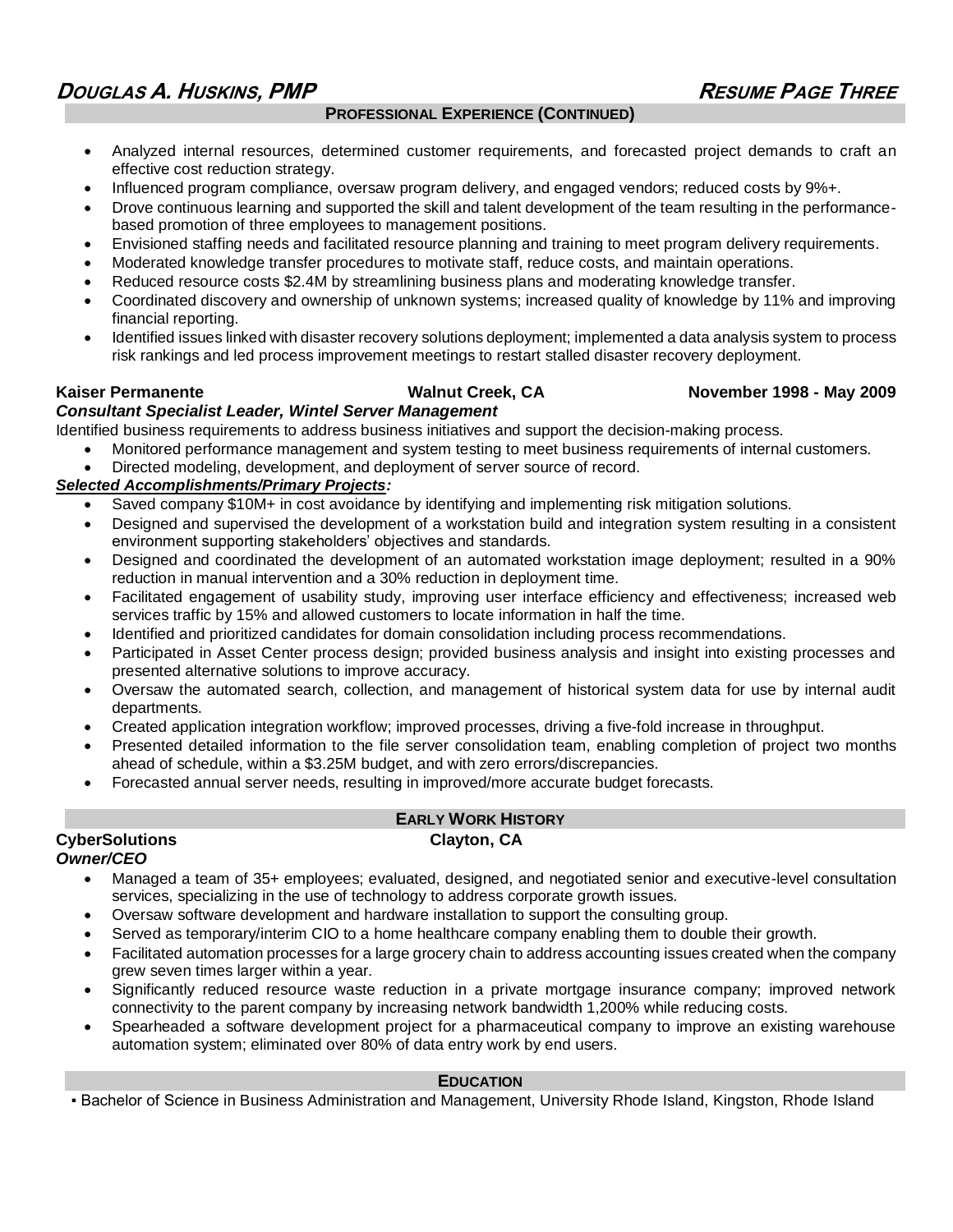## PROFESSIONAL EXPERIENCE (CONTINUED)

- Analyzed internal resources, determined customer requirements, and forecasted project demands to craft an effective cost reduction strategy.
- Influenced program compliance, oversaw program delivery, and engaged vendors; reduced costs by 9%+.
- Drove continuous learning and supported the skill and talent development of the team resulting in the performance-based promotion of three employees to management positions.
- Envisioned staffing needs and facilitated resource planning and training to meet program delivery requirements.
- Moderated knowledge transfer procedures to motivate staff, reduce costs, and maintain operations.
- Reduced resource costs $2.4M by streamlining business plans and moderating knowledge transfer.
- Coordinated discovery and ownership of unknown systems; increased quality of knowledge by 11% and improving financial reporting.
- Identified issues linked with disaster recovery solutions deployment; implemented a data analysis system to process risk rankings and led process improvement meetings to restart stalled disaster recovery deployment.

**Kaiser Permanente** — **Walnut Creek, CA** — **November 1998 - May 2009**
***Consultant Specialist Leader, Wintel Server Management***
Identified business requirements to address business initiatives and support the decision-making process.

- Monitored performance management and system testing to meet business requirements of internal customers.
- Directed modeling, development, and deployment of server source of record.

***Selected Accomplishments/Primary Projects:***

- Saved company $10M+ in cost avoidance by identifying and implementing risk mitigation solutions.
- Designed and supervised the development of a workstation build and integration system resulting in a consistent environment supporting stakeholders' objectives and standards.
- Designed and coordinated the development of an automated workstation image deployment; resulted in a 90% reduction in manual intervention and a 30% reduction in deployment time.
- Facilitated engagement of usability study, improving user interface efficiency and effectiveness; increased web services traffic by 15% and allowed customers to locate information in half the time.
- Identified and prioritized candidates for domain consolidation including process recommendations.
- Participated in Asset Center process design; provided business analysis and insight into existing processes and presented alternative solutions to improve accuracy.
- Oversaw the automated search, collection, and management of historical system data for use by internal audit departments.
- Created application integration workflow; improved processes, driving a five-fold increase in throughput.
- Presented detailed information to the file server consolidation team, enabling completion of project two months ahead of schedule, within a $3.25M budget, and with zero errors/discrepancies.
- Forecasted annual server needs, resulting in improved/more accurate budget forecasts.

## EARLY WORK HISTORY

**CyberSolutions** — **Clayton, CA**
***Owner/CEO***

- Managed a team of 35+ employees; evaluated, designed, and negotiated senior and executive-level consultation services, specializing in the use of technology to address corporate growth issues.
- Oversaw software development and hardware installation to support the consulting group.
- Served as temporary/interim CIO to a home healthcare company enabling them to double their growth.
- Facilitated automation processes for a large grocery chain to address accounting issues created when the company grew seven times larger within a year.
- Significantly reduced resource waste reduction in a private mortgage insurance company; improved network connectivity to the parent company by increasing network bandwidth 1,200% while reducing costs.
- Spearheaded a software development project for a pharmaceutical company to improve an existing warehouse automation system; eliminated over 80% of data entry work by end users.

## EDUCATION

- Bachelor of Science in Business Administration and Management, University Rhode Island, Kingston, Rhode Island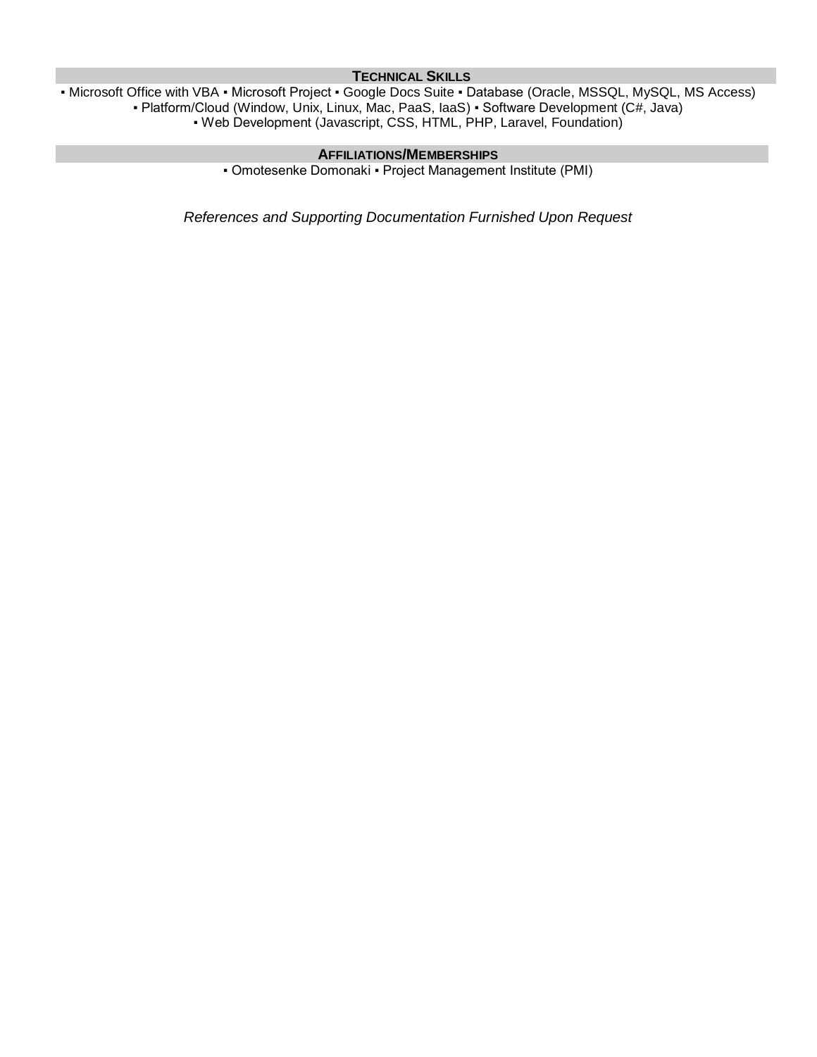## TECHNICAL SKILLS

▪ Microsoft Office with VBA ▪ Microsoft Project ▪ Google Docs Suite ▪ Database (Oracle, MSSQL, MySQL, MS Access)
▪ Platform/Cloud (Window, Unix, Linux, Mac, PaaS, IaaS) ▪ Software Development (C#, Java)
▪ Web Development (Javascript, CSS, HTML, PHP, Laravel, Foundation)

## AFFILIATIONS/MEMBERSHIPS

▪ Omotesenke Domonaki ▪ Project Management Institute (PMI)

*References and Supporting Documentation Furnished Upon Request*